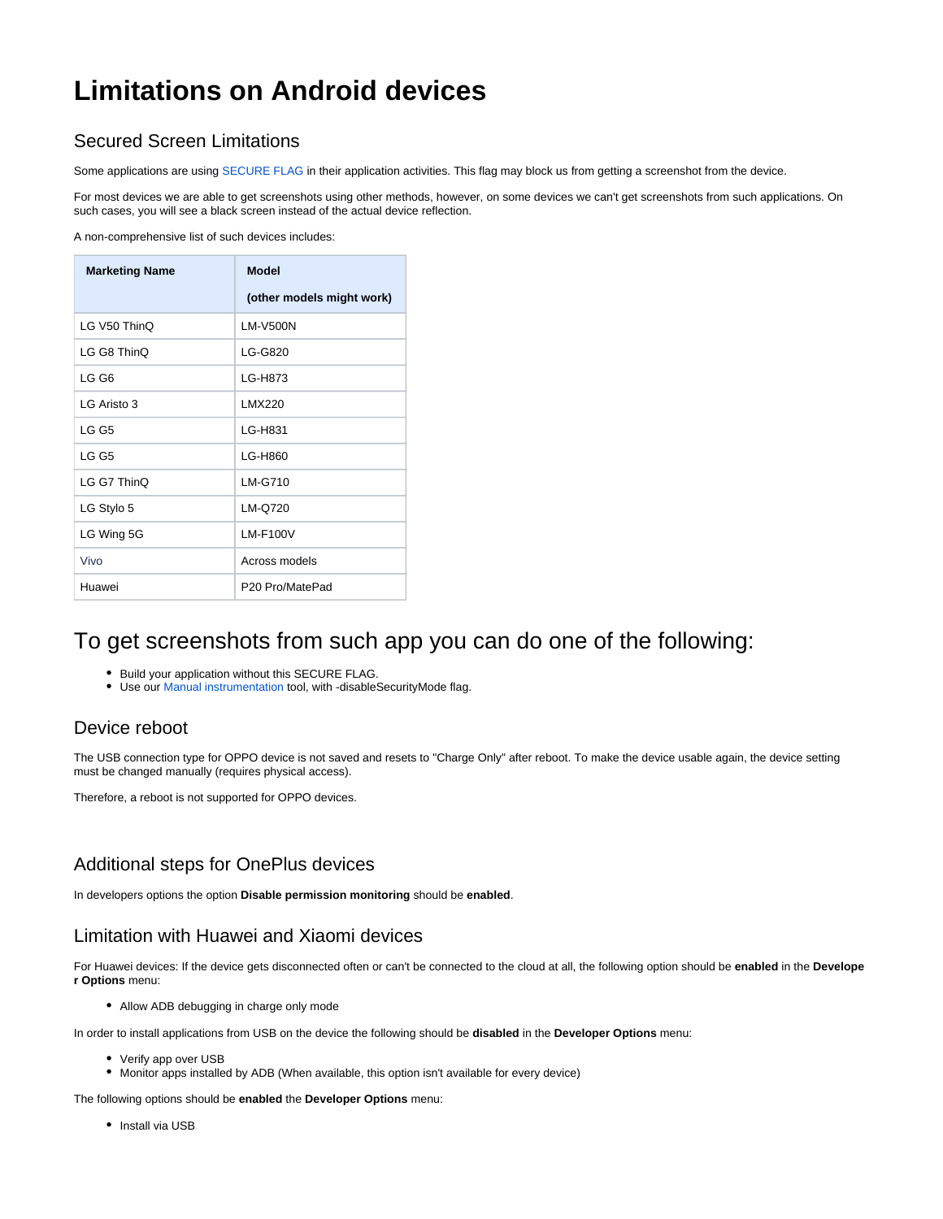# Limitations on Android devices

## Secured Screen Limitations

Some applications are using SECURE FLAG in their application activities. This flag may block us from getting a screenshot from the device.

For most devices we are able to get screenshots using other methods, however, on some devices we can't get screenshots from such applications. On such cases, you will see a black screen instead of the actual device reflection.

A non-comprehensive list of such devices includes:

| **Marketing Name** | **Model**<br>**(other models might work)** |
|---|---|
| LG V50 ThinQ | LM-V500N |
| LG G8 ThinQ | LG-G820 |
| LG G6 | LG-H873 |
| LG Aristo 3 | LMX220 |
| LG G5 | LG-H831 |
| LG G5 | LG-H860 |
| LG G7 ThinQ | LM-G710 |
| LG Stylo 5 | LM-Q720 |
| LG Wing 5G | LM-F100V |
| Vivo | Across models |
| Huawei | P20 Pro/MatePad |

# To get screenshots from such app you can do one of the following:

- Build your application without this SECURE FLAG.
- Use our Manual instrumentation tool, with -disableSecurityMode flag.

## Device reboot

The USB connection type for OPPO device is not saved and resets to "Charge Only" after reboot. To make the device usable again, the device setting must be changed manually (requires physical access).

Therefore, a reboot is not supported for OPPO devices.

## Additional steps for OnePlus devices

In developers options the option **Disable permission monitoring** should be **enabled**.

## Limitation with Huawei and Xiaomi devices

For Huawei devices: If the device gets disconnected often or can't be connected to the cloud at all, the following option should be **enabled** in the **Developer Options** menu:

- Allow ADB debugging in charge only mode

In order to install applications from USB on the device the following should be **disabled** in the **Developer Options** menu:

- Verify app over USB
- Monitor apps installed by ADB (When available, this option isn't available for every device)

The following options should be **enabled** the **Developer Options** menu:

- Install via USB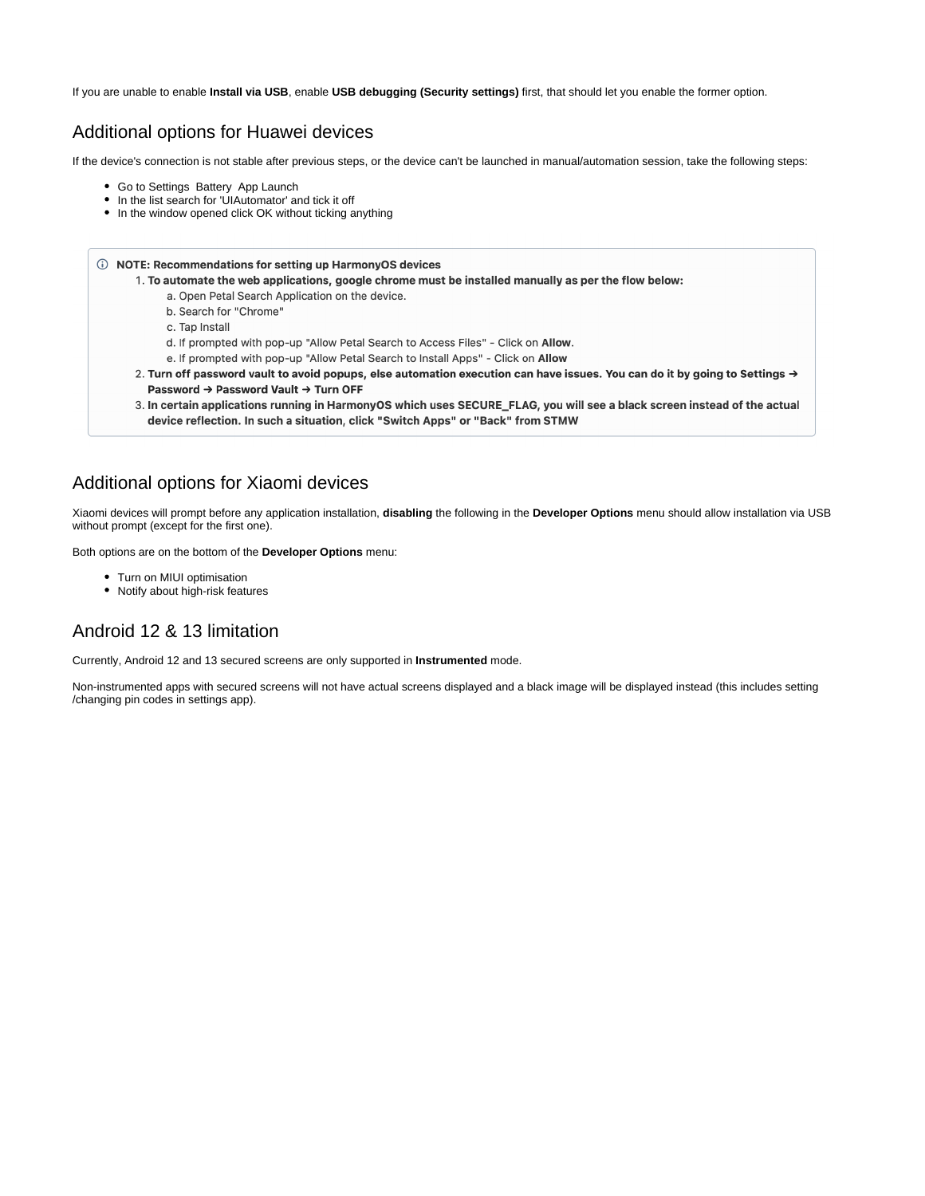If you are unable to enable **Install via USB**, enable **USB debugging (Security settings)** first, that should let you enable the former option.

## Additional options for Huawei devices

If the device's connection is not stable after previous steps, or the device can't be launched in manual/automation session, take the following steps:

- Go to Settings  Battery  App Launch
- In the list search for 'UIAutomator' and tick it off
- In the window opened click OK without ticking anything

> **NOTE: Recommendations for setting up HarmonyOS devices**
>
> 1. **To automate the web applications, google chrome must be installed manually as per the flow below:**
>    a. Open Petal Search Application on the device.
>    b. Search for "Chrome"
>    c. Tap Install
>    d. If prompted with pop-up "Allow Petal Search to Access Files" - Click on **Allow**.
>    e. If prompted with pop-up "Allow Petal Search to Install Apps" - Click on **Allow**
> 2. **Turn off password vault to avoid popups, else automation execution can have issues. You can do it by going to Settings → Password → Password Vault → Turn OFF**
> 3. **In certain applications running in HarmonyOS which uses SECURE_FLAG, you will see a black screen instead of the actual device reflection. In such a situation, click "Switch Apps" or "Back" from STMW**

## Additional options for Xiaomi devices

Xiaomi devices will prompt before any application installation, **disabling** the following in the **Developer Options** menu should allow installation via USB without prompt (except for the first one).

Both options are on the bottom of the **Developer Options** menu:

- Turn on MIUI optimisation
- Notify about high-risk features

## Android 12 & 13 limitation

Currently, Android 12 and 13 secured screens are only supported in **Instrumented** mode.

Non-instrumented apps with secured screens will not have actual screens displayed and a black image will be displayed instead (this includes setting /changing pin codes in settings app).